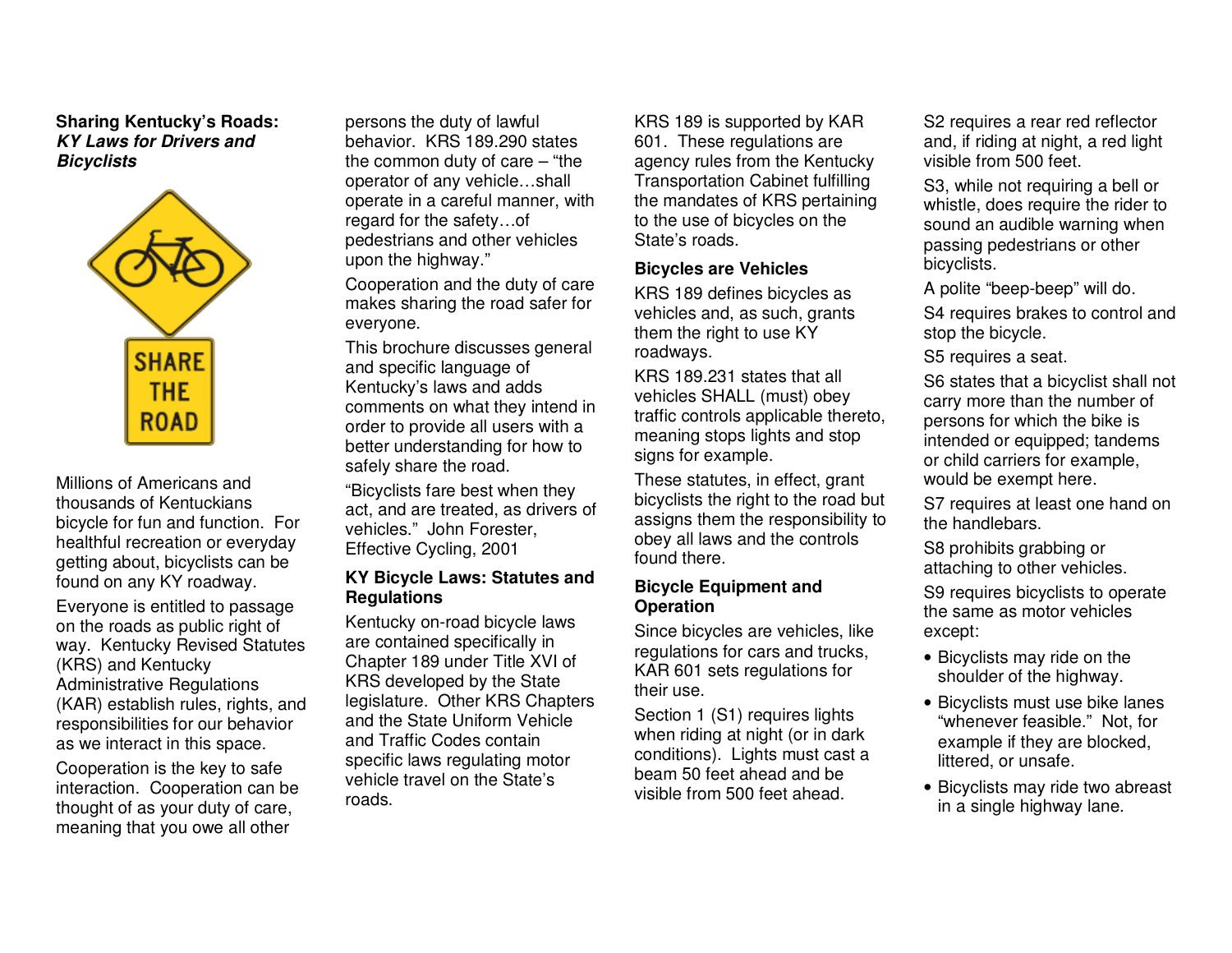**Sharing Kentucky's Roads:**
***KY Laws for Drivers and Bicyclists***

Millions of Americans and thousands of Kentuckians bicycle for fun and function. For healthful recreation or everyday getting about, bicyclists can be found on any KY roadway.

Everyone is entitled to passage on the roads as public right of way. Kentucky Revised Statutes (KRS) and Kentucky Administrative Regulations (KAR) establish rules, rights, and responsibilities for our behavior as we interact in this space.

Cooperation is the key to safe interaction. Cooperation can be thought of as your duty of care, meaning that you owe all other persons the duty of lawful behavior. KRS 189.290 states the common duty of care – "the operator of any vehicle…shall operate in a careful manner, with regard for the safety…of pedestrians and other vehicles upon the highway."

Cooperation and the duty of care makes sharing the road safer for everyone.

This brochure discusses general and specific language of Kentucky's laws and adds comments on what they intend in order to provide all users with a better understanding for how to safely share the road.

"Bicyclists fare best when they act, and are treated, as drivers of vehicles." John Forester, Effective Cycling, 2001

**KY Bicycle Laws: Statutes and Regulations**

Kentucky on-road bicycle laws are contained specifically in Chapter 189 under Title XVI of KRS developed by the State legislature. Other KRS Chapters and the State Uniform Vehicle and Traffic Codes contain specific laws regulating motor vehicle travel on the State's roads.

KRS 189 is supported by KAR 601. These regulations are agency rules from the Kentucky Transportation Cabinet fulfilling the mandates of KRS pertaining to the use of bicycles on the State's roads.

**Bicycles are Vehicles**

KRS 189 defines bicycles as vehicles and, as such, grants them the right to use KY roadways.

KRS 189.231 states that all vehicles SHALL (must) obey traffic controls applicable thereto, meaning stops lights and stop signs for example.

These statutes, in effect, grant bicyclists the right to the road but assigns them the responsibility to obey all laws and the controls found there.

**Bicycle Equipment and Operation**

Since bicycles are vehicles, like regulations for cars and trucks, KAR 601 sets regulations for their use.

Section 1 (S1) requires lights when riding at night (or in dark conditions). Lights must cast a beam 50 feet ahead and be visible from 500 feet ahead.

S2 requires a rear red reflector and, if riding at night, a red light visible from 500 feet.

S3, while not requiring a bell or whistle, does require the rider to sound an audible warning when passing pedestrians or other bicyclists.

A polite "beep-beep" will do.

S4 requires brakes to control and stop the bicycle.

S5 requires a seat.

S6 states that a bicyclist shall not carry more than the number of persons for which the bike is intended or equipped; tandems or child carriers for example, would be exempt here.

S7 requires at least one hand on the handlebars.

S8 prohibits grabbing or attaching to other vehicles.

S9 requires bicyclists to operate the same as motor vehicles except:

- Bicyclists may ride on the shoulder of the highway.
- Bicyclists must use bike lanes "whenever feasible." Not, for example if they are blocked, littered, or unsafe.
- Bicyclists may ride two abreast in a single highway lane.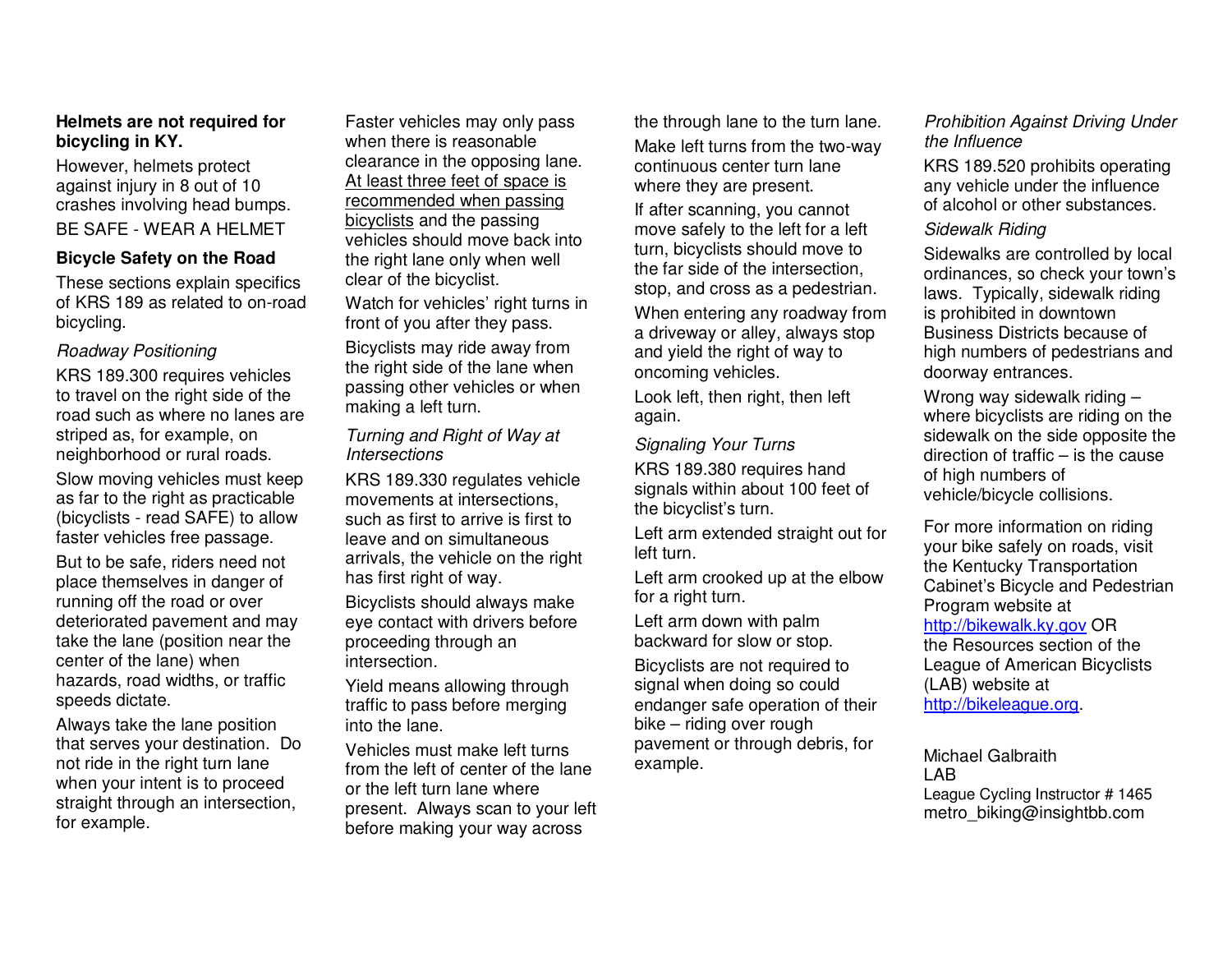**Helmets are not required for bicycling in KY.**

However, helmets protect against injury in 8 out of 10 crashes involving head bumps.

BE SAFE - WEAR A HELMET

## Bicycle Safety on the Road

These sections explain specifics of KRS 189 as related to on-road bicycling.

*Roadway Positioning*

KRS 189.300 requires vehicles to travel on the right side of the road such as where no lanes are striped as, for example, on neighborhood or rural roads.

Slow moving vehicles must keep as far to the right as practicable (bicyclists - read SAFE) to allow faster vehicles free passage.

But to be safe, riders need not place themselves in danger of running off the road or over deteriorated pavement and may take the lane (position near the center of the lane) when hazards, road widths, or traffic speeds dictate.

Always take the lane position that serves your destination. Do not ride in the right turn lane when your intent is to proceed straight through an intersection, for example.

Faster vehicles may only pass when there is reasonable clearance in the opposing lane. At least three feet of space is recommended when passing bicyclists and the passing vehicles should move back into the right lane only when well clear of the bicyclist.

Watch for vehicles' right turns in front of you after they pass.

Bicyclists may ride away from the right side of the lane when passing other vehicles or when making a left turn.

*Turning and Right of Way at Intersections*

KRS 189.330 regulates vehicle movements at intersections, such as first to arrive is first to leave and on simultaneous arrivals, the vehicle on the right has first right of way.

Bicyclists should always make eye contact with drivers before proceeding through an intersection.

Yield means allowing through traffic to pass before merging into the lane.

Vehicles must make left turns from the left of center of the lane or the left turn lane where present. Always scan to your left before making your way across the through lane to the turn lane.

Make left turns from the two-way continuous center turn lane where they are present.

If after scanning, you cannot move safely to the left for a left turn, bicyclists should move to the far side of the intersection, stop, and cross as a pedestrian.

When entering any roadway from a driveway or alley, always stop and yield the right of way to oncoming vehicles.

Look left, then right, then left again.

*Signaling Your Turns*

KRS 189.380 requires hand signals within about 100 feet of the bicyclist's turn.

Left arm extended straight out for left turn.

Left arm crooked up at the elbow for a right turn.

Left arm down with palm backward for slow or stop.

Bicyclists are not required to signal when doing so could endanger safe operation of their bike – riding over rough pavement or through debris, for example.

*Prohibition Against Driving Under the Influence*

KRS 189.520 prohibits operating any vehicle under the influence of alcohol or other substances.

*Sidewalk Riding*

Sidewalks are controlled by local ordinances, so check your town's laws. Typically, sidewalk riding is prohibited in downtown Business Districts because of high numbers of pedestrians and doorway entrances.

Wrong way sidewalk riding – where bicyclists are riding on the sidewalk on the side opposite the direction of traffic – is the cause of high numbers of vehicle/bicycle collisions.

For more information on riding your bike safely on roads, visit the Kentucky Transportation Cabinet's Bicycle and Pedestrian Program website at http://bikewalk.ky.gov OR the Resources section of the League of American Bicyclists (LAB) website at http://bikeleague.org.

Michael Galbraith
LAB
League Cycling Instructor # 1465
metro_biking@insightbb.com